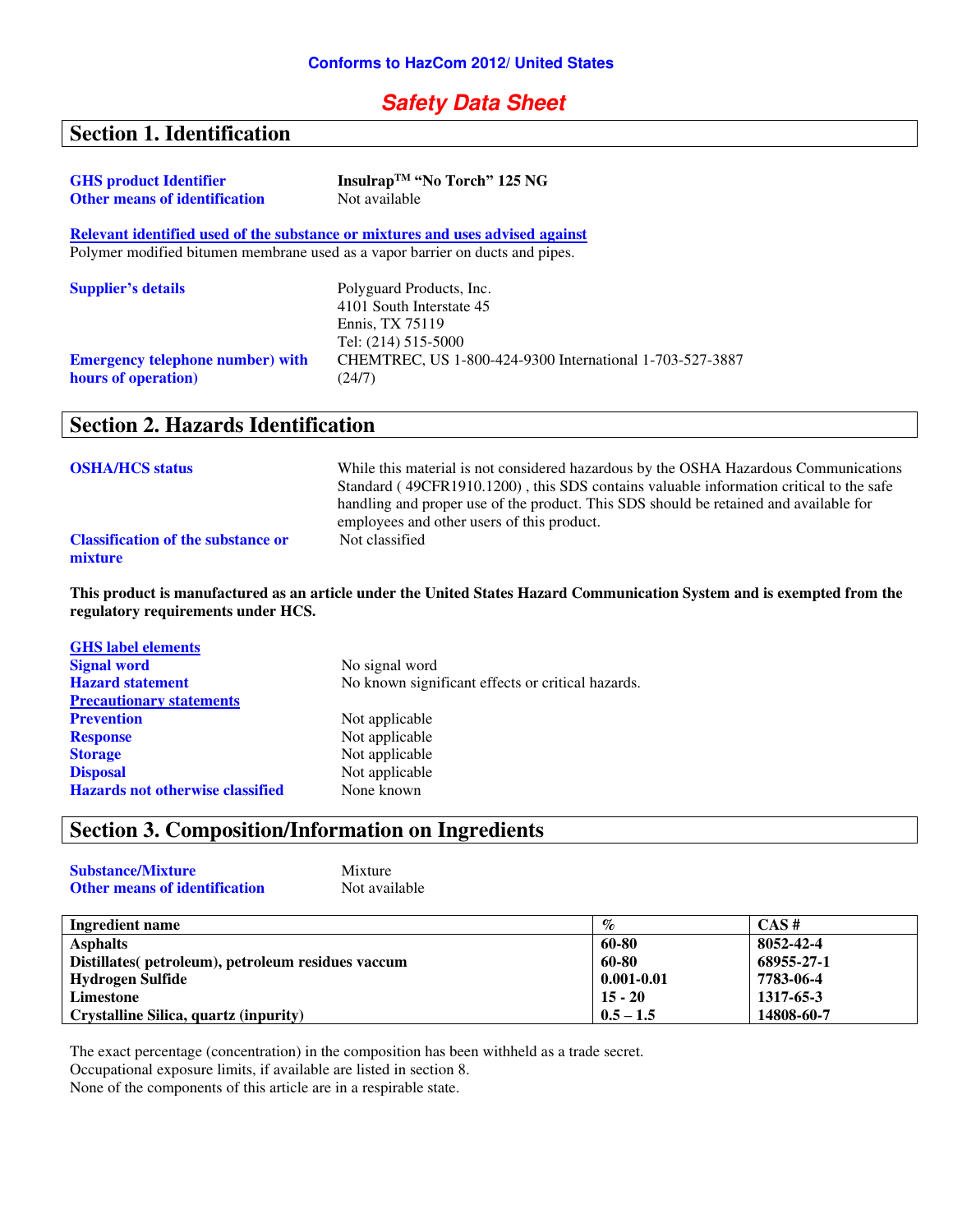**Conforms to HazCom 2012/ United States**

# *Safety Data Sheet*

## Section 1. Identification

**GHS product Identifier** — **Insulrap[TM] "No Torch" 125 NG**
**Other means of identification** — Not available

**Relevant identified used of the substance or mixtures and uses advised against**
Polymer modified bitumen membrane used as a vapor barrier on ducts and pipes.

**Supplier's details**
Polyguard Products, Inc.
4101 South Interstate 45
Ennis, TX 75119
Tel: (214) 515-5000

**Emergency telephone number) with hours of operation)** — CHEMTREC, US 1-800-424-9300 International 1-703-527-3887 (24/7)

## Section 2. Hazards Identification

**OSHA/HCS status** — While this material is not considered hazardous by the OSHA Hazardous Communications Standard ( 49CFR1910.1200) , this SDS contains valuable information critical to the safe handling and proper use of the product. This SDS should be retained and available for employees and other users of this product.

**Classification of the substance or mixture** — Not classified

**This product is manufactured as an article under the United States Hazard Communication System and is exempted from the regulatory requirements under HCS.**

**GHS label elements**
**Signal word** — No signal word
**Hazard statement** — No known significant effects or critical hazards.
**Precautionary statements**
**Prevention** — Not applicable
**Response** — Not applicable
**Storage** — Not applicable
**Disposal** — Not applicable
**Hazards not otherwise classified** — None known

## Section 3. Composition/Information on Ingredients

**Substance/Mixture** — Mixture
**Other means of identification** — Not available

| Ingredient name | % | CAS # |
|---|---|---|
| **Asphalts** | **60-80** | **8052-42-4** |
| **Distillates( petroleum), petroleum residues vaccum** | **60-80** | **68955-27-1** |
| **Hydrogen Sulfide** | **0.001-0.01** | **7783-06-4** |
| **Limestone** | **15 - 20** | **1317-65-3** |
| **Crystalline Silica, quartz (inpurity)** | **0.5 – 1.5** | **14808-60-7** |

The exact percentage (concentration) in the composition has been withheld as a trade secret.
Occupational exposure limits, if available are listed in section 8.
None of the components of this article are in a respirable state.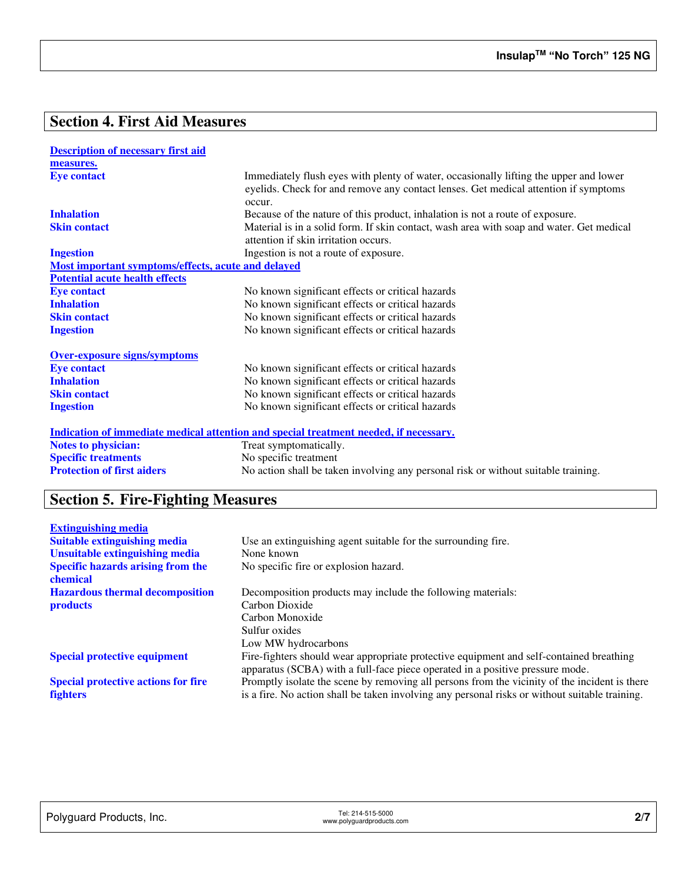## Section 4. First Aid Measures

**Description of necessary first aid measures.**

| | |
|---|---|
| **Eye contact** | Immediately flush eyes with plenty of water, occasionally lifting the upper and lower eyelids. Check for and remove any contact lenses. Get medical attention if symptoms occur. |
| **Inhalation** | Because of the nature of this product, inhalation is not a route of exposure. |
| **Skin contact** | Material is in a solid form. If skin contact, wash area with soap and water. Get medical attention if skin irritation occurs. |
| **Ingestion** | Ingestion is not a route of exposure. |

**Most important symptoms/effects, acute and delayed**

**Potential acute health effects**

| | |
|---|---|
| **Eye contact** | No known significant effects or critical hazards |
| **Inhalation** | No known significant effects or critical hazards |
| **Skin contact** | No known significant effects or critical hazards |
| **Ingestion** | No known significant effects or critical hazards |

**Over-exposure signs/symptoms**

| | |
|---|---|
| **Eye contact** | No known significant effects or critical hazards |
| **Inhalation** | No known significant effects or critical hazards |
| **Skin contact** | No known significant effects or critical hazards |
| **Ingestion** | No known significant effects or critical hazards |

**Indication of immediate medical attention and special treatment needed, if necessary.**

| | |
|---|---|
| **Notes to physician:** | Treat symptomatically. |
| **Specific treatments** | No specific treatment |
| **Protection of first aiders** | No action shall be taken involving any personal risk or without suitable training. |

## Section 5. Fire-Fighting Measures

**Extinguishing media**

| | |
|---|---|
| **Suitable extinguishing media** | Use an extinguishing agent suitable for the surrounding fire. |
| **Unsuitable extinguishing media** | None known |
| **Specific hazards arising from the chemical** | No specific fire or explosion hazard. |
| **Hazardous thermal decomposition products** | Decomposition products may include the following materials:<br>Carbon Dioxide<br>Carbon Monoxide<br>Sulfur oxides<br>Low MW hydrocarbons |
| **Special protective equipment** | Fire-fighters should wear appropriate protective equipment and self-contained breathing apparatus (SCBA) with a full-face piece operated in a positive pressure mode. |
| **Special protective actions for fire fighters** | Promptly isolate the scene by removing all persons from the vicinity of the incident is there is a fire. No action shall be taken involving any personal risks or without suitable training. |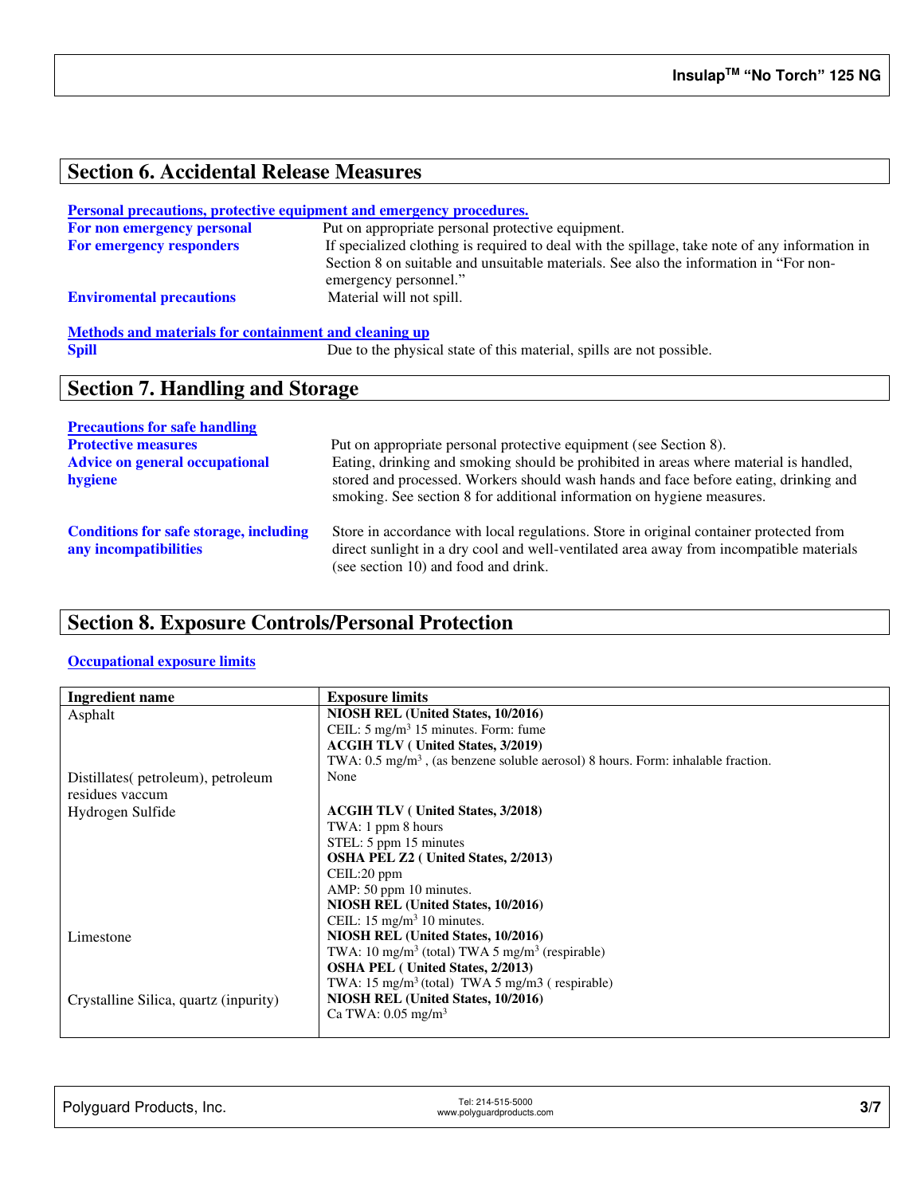## Section 6. Accidental Release Measures

**Personal precautions, protective equipment and emergency procedures.**

**For non emergency personal** Put on appropriate personal protective equipment.

**For emergency responders** If specialized clothing is required to deal with the spillage, take note of any information in Section 8 on suitable and unsuitable materials. See also the information in "For non-emergency personnel."

**Enviromental precautions** Material will not spill.

**Methods and materials for containment and cleaning up**

**Spill** Due to the physical state of this material, spills are not possible.

## Section 7. Handling and Storage

**Precautions for safe handling**

**Protective measures** Put on appropriate personal protective equipment (see Section 8).

**Advice on general occupational hygiene** Eating, drinking and smoking should be prohibited in areas where material is handled, stored and processed. Workers should wash hands and face before eating, drinking and smoking. See section 8 for additional information on hygiene measures.

**Conditions for safe storage, including any incompatibilities** Store in accordance with local regulations. Store in original container protected from direct sunlight in a dry cool and well-ventilated area away from incompatible materials (see section 10) and food and drink.

## Section 8. Exposure Controls/Personal Protection

**Occupational exposure limits**

| Ingredient name | Exposure limits |
|---|---|
| Asphalt | **NIOSH REL (United States, 10/2016)**<br>CEIL: 5 mg/m$^3$ 15 minutes. Form: fume<br>**ACGIH TLV ( United States, 3/2019)**<br>TWA: 0.5 mg/m$^3$ , (as benzene soluble aerosol) 8 hours. Form: inhalable fraction. |
| Distillates( petroleum), petroleum residues vaccum | None |
| Hydrogen Sulfide | **ACGIH TLV ( United States, 3/2018)**<br>TWA: 1 ppm 8 hours<br>STEL: 5 ppm 15 minutes<br>**OSHA PEL Z2 ( United States, 2/2013)**<br>CEIL:20 ppm<br>AMP: 50 ppm 10 minutes.<br>**NIOSH REL (United States, 10/2016)**<br>CEIL: 15 mg/m$^3$ 10 minutes. |
| Limestone | **NIOSH REL (United States, 10/2016)**<br>TWA: 10 mg/m$^3$ (total) TWA 5 mg/m$^3$ (respirable)<br>**OSHA PEL ( United States, 2/2013)**<br>TWA: 15 mg/m$^3$ (total) TWA 5 mg/m3 ( respirable) |
| Crystalline Silica, quartz (inpurity) | **NIOSH REL (United States, 10/2016)**<br>Ca TWA: 0.05 mg/m$^3$ |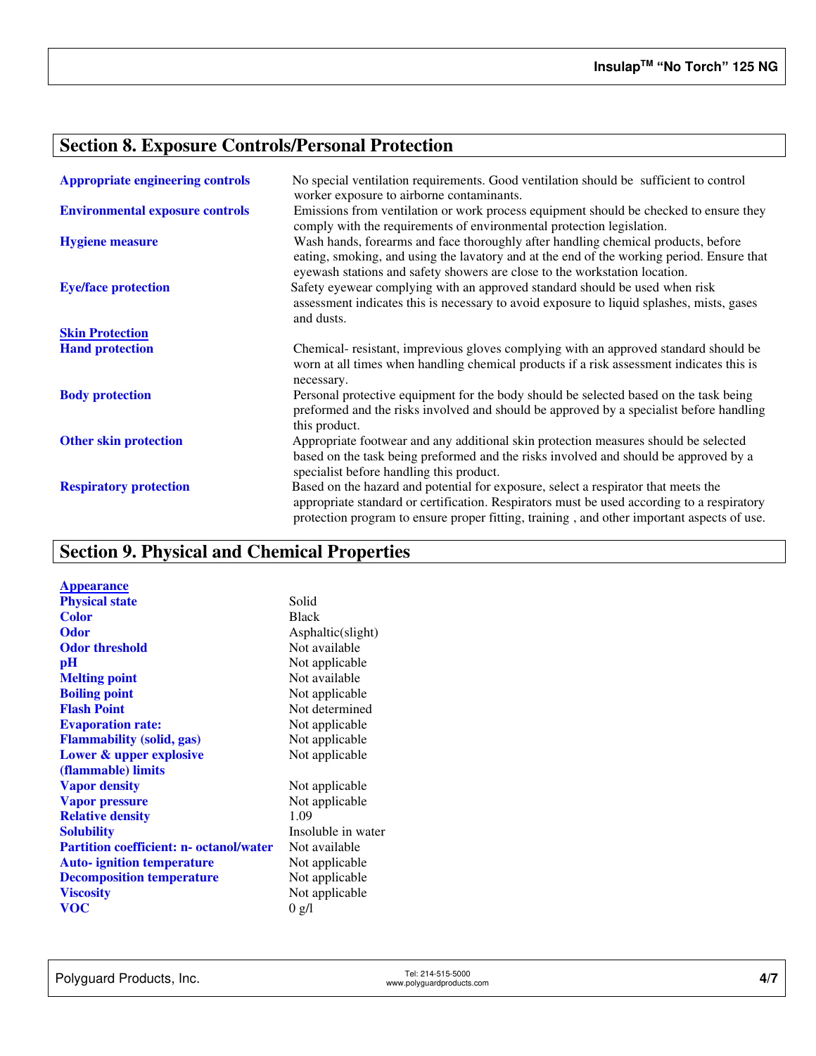## Section 8. Exposure Controls/Personal Protection

**Appropriate engineering controls** No special ventilation requirements. Good ventilation should be sufficient to control worker exposure to airborne contaminants.

**Environmental exposure controls** Emissions from ventilation or work process equipment should be checked to ensure they comply with the requirements of environmental protection legislation.

**Hygiene measure** Wash hands, forearms and face thoroughly after handling chemical products, before eating, smoking, and using the lavatory and at the end of the working period. Ensure that eyewash stations and safety showers are close to the workstation location.

**Eye/face protection** Safety eyewear complying with an approved standard should be used when risk assessment indicates this is necessary to avoid exposure to liquid splashes, mists, gases and dusts.

**Skin Protection**

**Hand protection** Chemical- resistant, impervious gloves complying with an approved standard should be worn at all times when handling chemical products if a risk assessment indicates this is necessary.

**Body protection** Personal protective equipment for the body should be selected based on the task being preformed and the risks involved and should be approved by a specialist before handling this product.

**Other skin protection** Appropriate footwear and any additional skin protection measures should be selected based on the task being preformed and the risks involved and should be approved by a specialist before handling this product.

**Respiratory protection** Based on the hazard and potential for exposure, select a respirator that meets the appropriate standard or certification. Respirators must be used according to a respiratory protection program to ensure proper fitting, training , and other important aspects of use.

## Section 9. Physical and Chemical Properties

**Appearance**

| Property | Value |
|---|---|
| Physical state | Solid |
| Color | Black |
| Odor | Asphaltic(slight) |
| Odor threshold | Not available |
| pH | Not applicable |
| Melting point | Not available |
| Boiling point | Not applicable |
| Flash Point | Not determined |
| Evaporation rate: | Not applicable |
| Flammability (solid, gas) | Not applicable |
| Lower & upper explosive (flammable) limits | Not applicable |
| Vapor density | Not applicable |
| Vapor pressure | Not applicable |
| Relative density | 1.09 |
| Solubility | Insoluble in water |
| Partition coefficient: n- octanol/water | Not available |
| Auto- ignition temperature | Not applicable |
| Decomposition temperature | Not applicable |
| Viscosity | Not applicable |
| VOC | 0 g/l |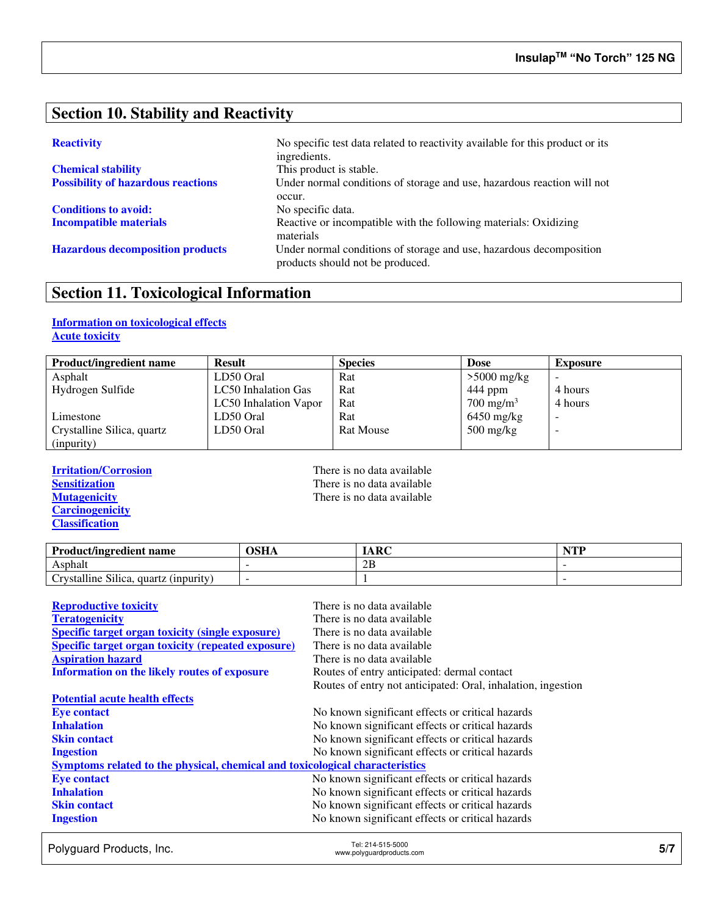## Section 10. Stability and Reactivity

**Reactivity** No specific test data related to reactivity available for this product or its ingredients.

**Chemical stability** This product is stable.

**Possibility of hazardous reactions** Under normal conditions of storage and use, hazardous reaction will not occur.

**Conditions to avoid:** No specific data.

**Incompatible materials** Reactive or incompatible with the following materials: Oxidizing materials

**Hazardous decomposition products** Under normal conditions of storage and use, hazardous decomposition products should not be produced.

## Section 11. Toxicological Information

**Information on toxicological effects**

**Acute toxicity**

| Product/ingredient name | Result | Species | Dose | Exposure |
|---|---|---|---|---|
| Asphalt | LD50 Oral | Rat | >5000 mg/kg | - |
| Hydrogen Sulfide | LC50 Inhalation Gas | Rat | 444 ppm | 4 hours |
| | LC50 Inhalation Vapor | Rat | 700 mg/m$^3$ | 4 hours |
| Limestone | LD50 Oral | Rat | 6450 mg/kg | - |
| Crystalline Silica, quartz (inpurity) | LD50 Oral | Rat Mouse | 500 mg/kg | - |

**Irritation/Corrosion** There is no data available

**Sensitization** There is no data available

**Mutagenicity** There is no data available

**Carcinogenicity**

**Classification**

| Product/ingredient name | OSHA | IARC | NTP |
|---|---|---|---|
| Asphalt | - | 2B | - |
| Crystalline Silica, quartz (inpurity) | - | 1 | - |

**Reproductive toxicity** There is no data available

**Teratogenicity** There is no data available

**Specific target organ toxicity (single exposure)** There is no data available

**Specific target organ toxicity (repeated exposure)** There is no data available

**Aspiration hazard** There is no data available

**Information on the likely routes of exposure** Routes of entry anticipated: dermal contact
Routes of entry not anticipated: Oral, inhalation, ingestion

**Potential acute health effects**

**Eye contact** No known significant effects or critical hazards

**Inhalation** No known significant effects or critical hazards

**Skin contact** No known significant effects or critical hazards

**Ingestion** No known significant effects or critical hazards

**Symptoms related to the physical, chemical and toxicological characteristics**

**Eye contact** No known significant effects or critical hazards

**Inhalation** No known significant effects or critical hazards

**Skin contact** No known significant effects or critical hazards

**Ingestion** No known significant effects or critical hazards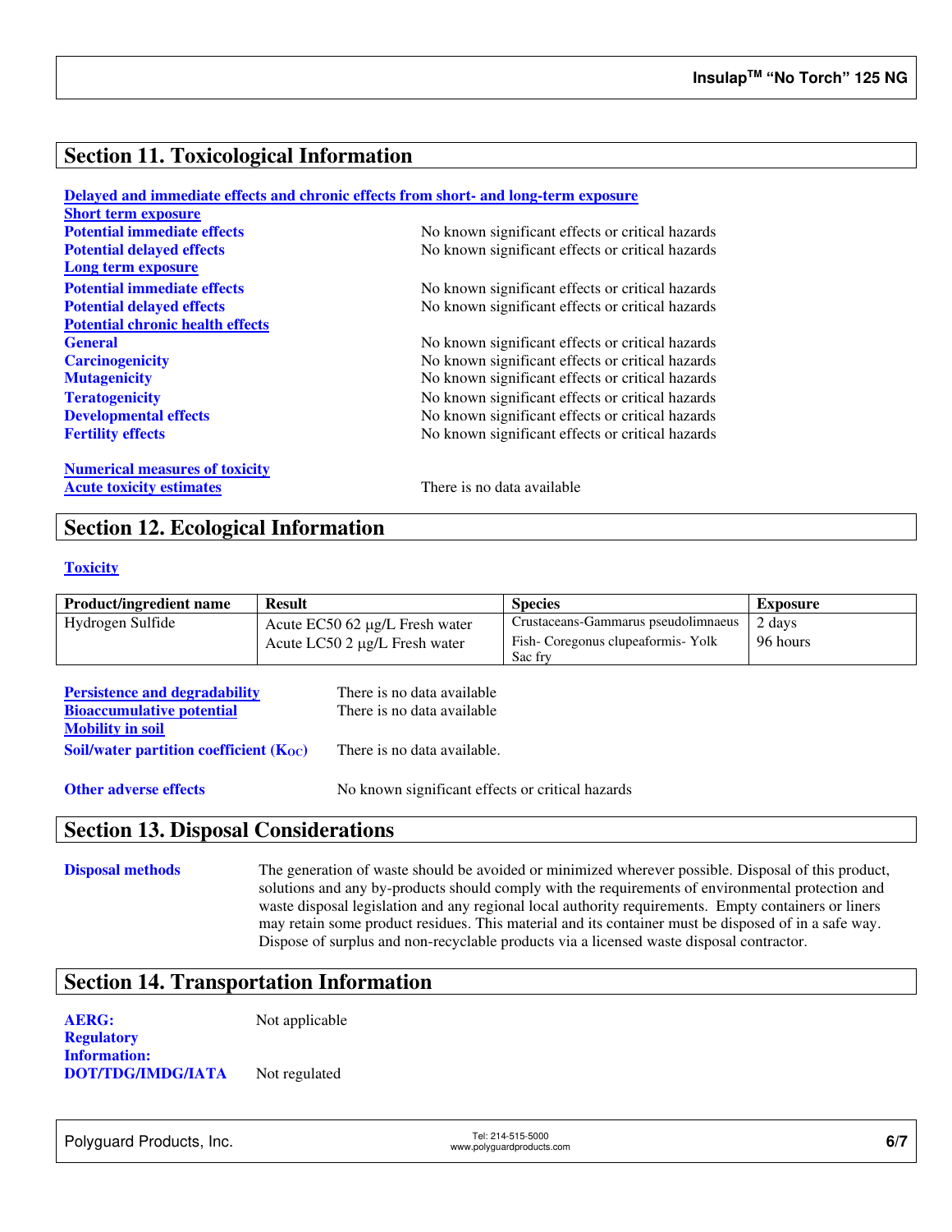## Section 11. Toxicological Information

**Delayed and immediate effects and chronic effects from short- and long-term exposure**

**Short term exposure**

**Potential immediate effects** No known significant effects or critical hazards

**Potential delayed effects** No known significant effects or critical hazards

**Long term exposure**

**Potential immediate effects** No known significant effects or critical hazards

**Potential delayed effects** No known significant effects or critical hazards

**Potential chronic health effects**

**General** No known significant effects or critical hazards

**Carcinogenicity** No known significant effects or critical hazards

**Mutagenicity** No known significant effects or critical hazards

**Teratogenicity** No known significant effects or critical hazards

**Developmental effects** No known significant effects or critical hazards

**Fertility effects** No known significant effects or critical hazards

**Numerical measures of toxicity**

**Acute toxicity estimates** There is no data available

## Section 12. Ecological Information

**Toxicity**

| Product/ingredient name | Result | Species | Exposure |
|---|---|---|---|
| Hydrogen Sulfide | Acute EC50 62 µg/L Fresh water<br>Acute LC50 2 µg/L Fresh water | Crustaceans-Gammarus pseudolimnaeus<br>Fish- Coregonus clupeaformis- Yolk Sac fry | 2 days<br>96 hours |

**Persistence and degradability** There is no data available

**Bioaccumulative potential** There is no data available

**Mobility in soil**

**Soil/water partition coefficient ($K_{OC}$)** There is no data available.

**Other adverse effects** No known significant effects or critical hazards

## Section 13. Disposal Considerations

**Disposal methods** The generation of waste should be avoided or minimized wherever possible. Disposal of this product, solutions and any by-products should comply with the requirements of environmental protection and waste disposal legislation and any regional local authority requirements. Empty containers or liners may retain some product residues. This material and its container must be disposed of in a safe way. Dispose of surplus and non-recyclable products via a licensed waste disposal contractor.

## Section 14. Transportation Information

**AERG:** Not applicable

**Regulatory Information:**

**DOT/TDG/IMDG/IATA** Not regulated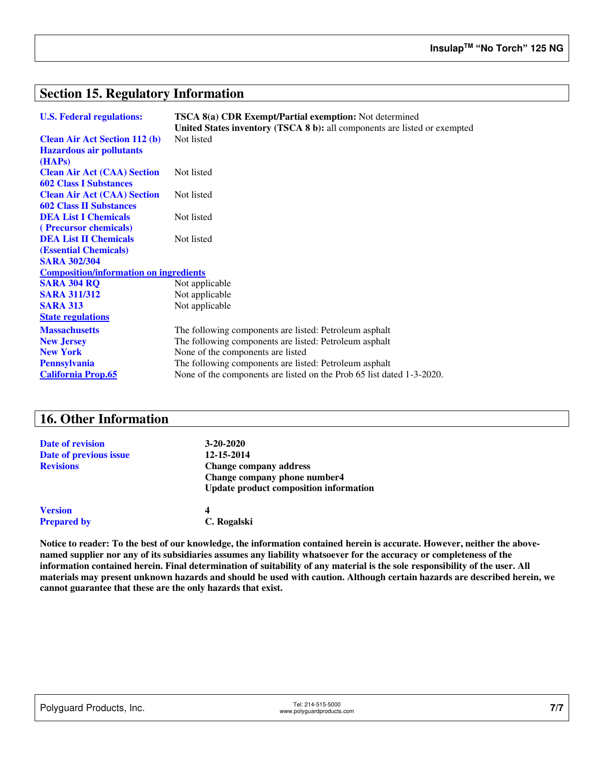## Section 15. Regulatory Information

| | |
|---|---|
| **U.S. Federal regulations:** | **TSCA 8(a) CDR Exempt/Partial exemption:** Not determined<br>**United States inventory (TSCA 8 b):** all components are listed or exempted |
| **Clean Air Act Section 112 (b) Hazardous air pollutants (HAPs)** | Not listed |
| **Clean Air Act (CAA) Section 602 Class I Substances** | Not listed |
| **Clean Air Act (CAA) Section 602 Class II Substances** | Not listed |
| **DEA List I Chemicals ( Precursor chemicals)** | Not listed |
| **DEA List II Chemicals (Essential Chemicals)** | Not listed |

**SARA 302/304**

**Composition/information on ingredients**

| | |
|---|---|
| **SARA 304 RQ** | Not applicable |
| **SARA 311/312** | Not applicable |
| **SARA 313** | Not applicable |

**State regulations**

| | |
|---|---|
| **Massachusetts** | The following components are listed: Petroleum asphalt |
| **New Jersey** | The following components are listed: Petroleum asphalt |
| **New York** | None of the components are listed |
| **Pennsylvania** | The following components are listed: Petroleum asphalt |
| **California Prop.65** | None of the components are listed on the Prob 65 list dated 1-3-2020. |

## 16. Other Information

| | |
|---|---|
| **Date of revision** | **3-20-2020** |
| **Date of previous issue** | **12-15-2014** |
| **Revisions** | **Change company address**<br>**Change company phone number4**<br>**Update product composition information** |
| **Version** | **4** |
| **Prepared by** | **C. Rogalski** |

**Notice to reader: To the best of our knowledge, the information contained herein is accurate. However, neither the above-named supplier nor any of its subsidiaries assumes any liability whatsoever for the accuracy or completeness of the information contained herein. Final determination of suitability of any material is the sole responsibility of the user. All materials may present unknown hazards and should be used with caution. Although certain hazards are described herein, we cannot guarantee that these are the only hazards that exist.**